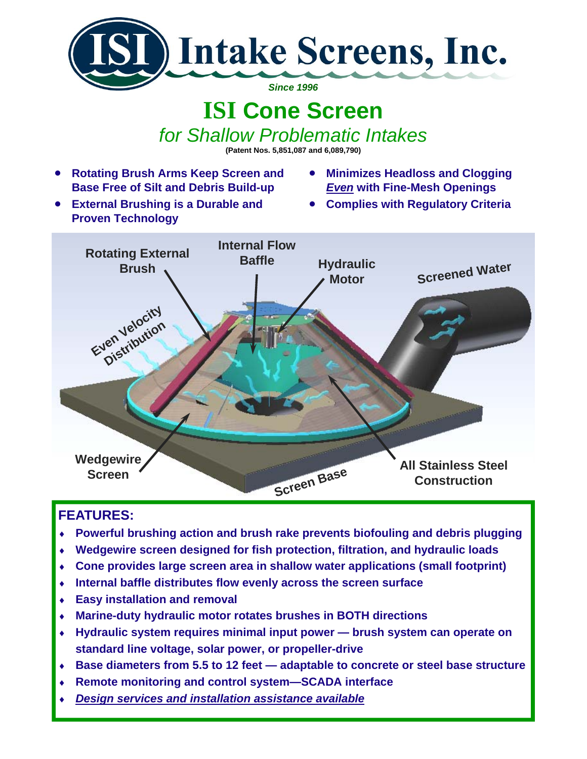# Intake Screens, Inc.

*Since 1996*

# ISI Cone Screen

## *for Shallow Problematic Intakes*

**(Patent Nos. 5,851,087 and 6,089,790)**

- **Rotating Brush Arms Keep Screen and Base Free of Silt and Debris Build-up**
- **External Brushing is a Durable and Proven Technology**
- **Minimizes Headloss and Clogging *Even* with Fine-Mesh Openings**
- **Complies with Regulatory Criteria**

Rotating External Brush | Internal Flow Baffle | Hydraulic Motor | Screened Water | Even Velocity Distribution | Wedgewire Screen | Screen Base | All Stainless Steel Construction

### FEATURES:

- **Powerful brushing action and brush rake prevents biofouling and debris plugging**
- **Wedgewire screen designed for fish protection, filtration, and hydraulic loads**
- **Cone provides large screen area in shallow water applications (small footprint)**
- **Internal baffle distributes flow evenly across the screen surface**
- **Easy installation and removal**
- **Marine-duty hydraulic motor rotates brushes in BOTH directions**
- **Hydraulic system requires minimal input power — brush system can operate on standard line voltage, solar power, or propeller-drive**
- **Base diameters from 5.5 to 12 feet — adaptable to concrete or steel base structure**
- **Remote monitoring and control system—SCADA interface**
- ***Design services and installation assistance available***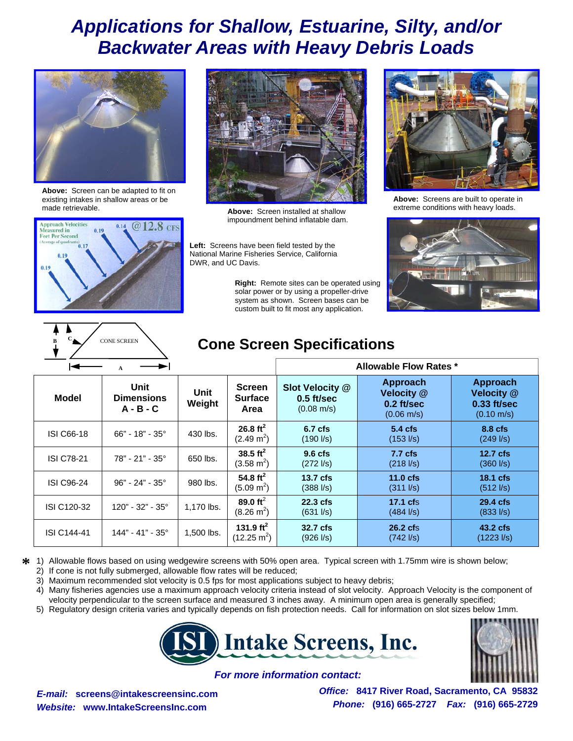# Applications for Shallow, Estuarine, Silty, and/or Backwater Areas with Heavy Debris Loads

**Above:** Screen can be adapted to fit on existing intakes in shallow areas or be made retrievable.

Approach Velocities Measured in Feet Per Second (Average of quadrants)
0.19
0.14
@12.8 CFS
0.17
0.19
0.19

**Above:** Screen installed at shallow impoundment behind inflatable dam.

**Left:** Screens have been field tested by the National Marine Fisheries Service, California DWR, and UC Davis.

**Right:** Remote sites can be operated using solar power or by using a propeller-drive system as shown. Screen bases can be custom built to fit most any application.

**Above:** Screens are built to operate in extreme conditions with heavy loads.

B
C
CONE SCREEN
A

## Cone Screen Specifications

| Model | Unit Dimensions A - B - C | Unit Weight | Screen Surface Area | Allowable Flow Rates * | | |
|---|---|---|---|---|---|---|
| | | | | **Slot Velocity @ 0.5 ft/sec** (0.08 m/s) | **Approach Velocity @ 0.2 ft/sec** (0.06 m/s) | **Approach Velocity @ 0.33 ft/sec** (0.10 m/s) |
| ISI C66-18 | 66" - 18" - 35° | 430 lbs. | **26.8 ft²** (2.49 m²) | **6.7 cfs** (190 l/s) | **5.4 cfs** (153 l/s) | **8.8 cfs** (249 l/s) |
| ISI C78-21 | 78" - 21" - 35° | 650 lbs. | **38.5 ft²** (3.58 m²) | **9.6 cfs** (272 l/s) | **7.7 cfs** (218 l/s) | **12.7 cfs** (360 l/s) |
| ISI C96-24 | 96" - 24" - 35° | 980 lbs. | **54.8 ft²** (5.09 m²) | **13.7 cfs** (388 l/s) | **11.0 cfs** (311 l/s) | **18.1 cfs** (512 l/s) |
| ISI C120-32 | 120" - 32" - 35° | 1,170 lbs. | **89.0 ft²** (8.26 m²) | **22.3 cfs** (631 l/s) | **17.1 cfs** (484 l/s) | **29.4 cfs** (833 l/s) |
| ISI C144-41 | 144" - 41" - 35° | 1,500 lbs. | **131.9 ft²** (12.25 m²) | **32.7 cfs** (926 l/s) | **26.2 cfs** (742 l/s) | **43.2 cfs** (1223 l/s) |

\* 1) Allowable flows based on using wedgewire screens with 50% open area. Typical screen with 1.75mm wire is shown below;
2) If cone is not fully submerged, allowable flow rates will be reduced;
3) Maximum recommended slot velocity is 0.5 fps for most applications subject to heavy debris;
4) Many fisheries agencies use a maximum approach velocity criteria instead of slot velocity. Approach Velocity is the component of velocity perpendicular to the screen surface and measured 3 inches away. A minimum open area is generally specified;
5) Regulatory design criteria varies and typically depends on fish protection needs. Call for information on slot sizes below 1mm.

ISI Intake Screens, Inc.

*For more information contact:*

*E-mail:* **screens@intakescreensinc.com**
*Website:* **www.IntakeScreensInc.com**

*Office:* **8417 River Road, Sacramento, CA 95832**
*Phone:* **(916) 665-2727** *Fax:* **(916) 665-2729**